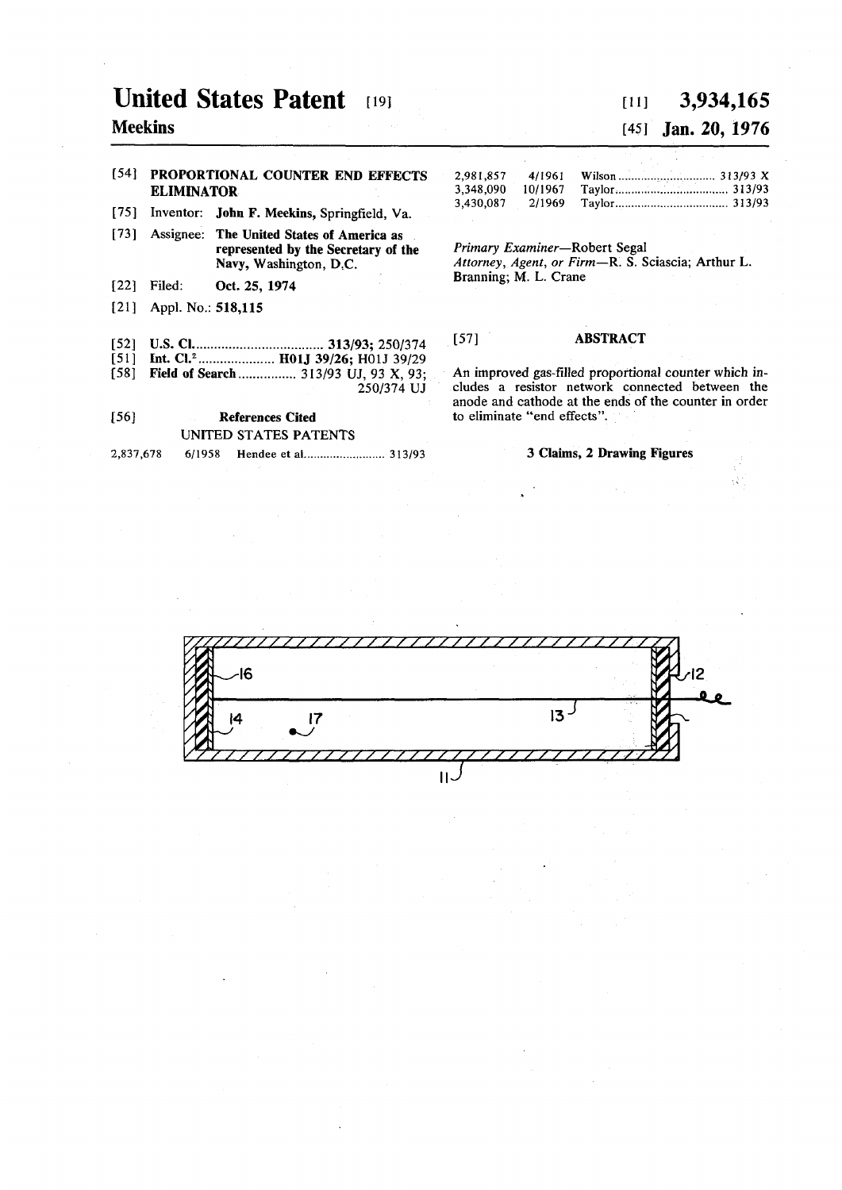# United States Patent [19]

**Meekins**

[11] **3,934,165**

[45] **Jan. 20, 1976**

[54] **PROPORTIONAL COUNTER END EFFECTS ELIMINATOR**

[75] Inventor: **John F. Meekins**, Springfield, Va.

[73] Assignee: **The United States of America as represented by the Secretary of the Navy**, Washington, D.C.

[22] Filed: **Oct. 25, 1974**

[21] Appl. No.: **518,115**

[52] **U.S. Cl.** .................................... **313/93; 250/374**

[51] **Int. Cl.²** ..................... **H01J 39/26**; H01J 39/29

[58] **Field of Search** ................ 313/93 UJ, 93 X, 93; 250/374 UJ

[56] **References Cited**

UNITED STATES PATENTS

| | | | |
|---|---|---|---|
| 2,837,678 | 6/1958 | Hendee et al. | 313/93 |
| 2,981,857 | 4/1961 | Wilson | 313/93 X |
| 3,348,090 | 10/1967 | Taylor | 313/93 |
| 3,430,087 | 2/1969 | Taylor | 313/93 |

*Primary Examiner*—Robert Segal
*Attorney, Agent, or Firm*—R. S. Sciascia; Arthur L. Branning; M. L. Crane

[57] **ABSTRACT**

An improved gas-filled proportional counter which includes a resistor network connected between the anode and cathode at the ends of the counter in order to eliminate "end effects".

**3 Claims, 2 Drawing Figures**

16
12
14
17
13
11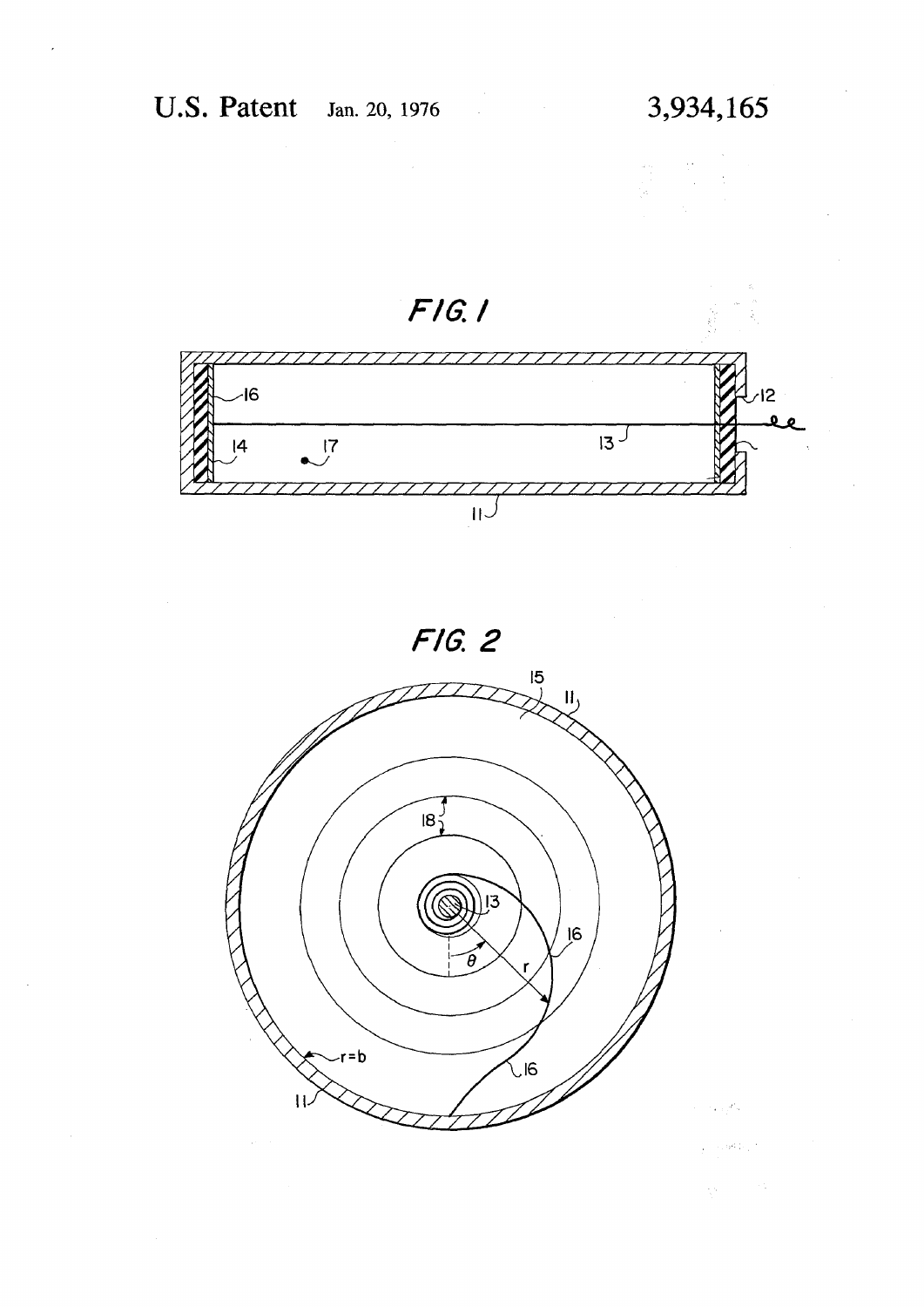FIG. 1

16

12

14

17

13

11

FIG. 2

15

11

18

13

16

θ

r

r=b

11

16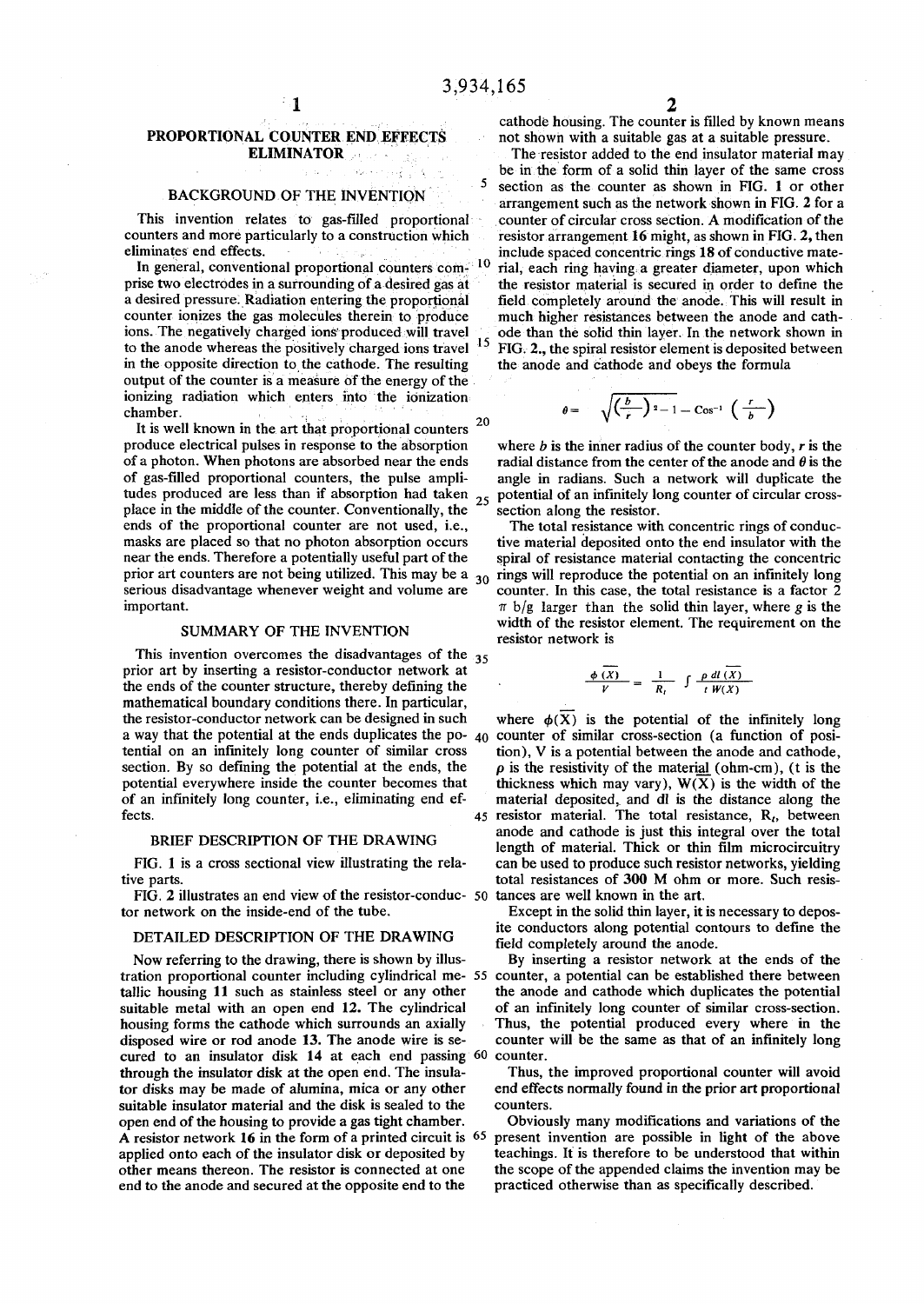# PROPORTIONAL COUNTER END EFFECTS ELIMINATOR

## BACKGROUND OF THE INVENTION

This invention relates to gas-filled proportional counters and more particularly to a construction which eliminates end effects.

In general, conventional proportional counters comprise two electrodes in a surrounding of a desired gas at a desired pressure. Radiation entering the proportional counter ionizes the gas molecules therein to produce ions. The negatively charged ions produced will travel to the anode whereas the positively charged ions travel in the opposite direction to the cathode. The resulting output of the counter is a measure of the energy of the ionizing radiation which enters into the ionization chamber.

It is well known in the art that proportional counters produce electrical pulses in response to the absorption of a photon. When photons are absorbed near the ends of gas-filled proportional counters, the pulse amplitudes produced are less than if absorption had taken place in the middle of the counter. Conventionally, the ends of the proportional counter are not used, i.e., masks are placed so that no photon absorption occurs near the ends. Therefore a potentially useful part of the prior art counters are not being utilized. This may be a serious disadvantage whenever weight and volume are important.

## SUMMARY OF THE INVENTION

This invention overcomes the disadvantages of the prior art by inserting a resistor-conductor network at the ends of the counter structure, thereby defining the mathematical boundary conditions there. In particular, the resistor-conductor network can be designed in such a way that the potential at the ends duplicates the potential on an infinitely long counter of similar cross section. By so defining the potential at the ends, the potential everywhere inside the counter becomes that of an infinitely long counter, i.e., eliminating end effects.

## BRIEF DESCRIPTION OF THE DRAWING

FIG. 1 is a cross sectional view illustrating the relative parts.

FIG. 2 illustrates an end view of the resistor-conductor network on the inside-end of the tube.

## DETAILED DESCRIPTION OF THE DRAWING

Now referring to the drawing, there is shown by illustration proportional counter including cylindrical metallic housing 11 such as stainless steel or any other suitable metal with an open end 12. The cylindrical housing forms the cathode which surrounds an axially disposed wire or rod anode 13. The anode wire is secured to an insulator disk 14 at each end passing through the insulator disk at the open end. The insulator disks may be made of alumina, mica or any other suitable insulator material and the disk is sealed to the open end of the housing to provide a gas tight chamber. A resistor network 16 in the form of a printed circuit is applied onto each of the insulator disk or deposited by other means thereon. The resistor is connected at one end to the anode and secured at the opposite end to the cathode housing. The counter is filled by known means not shown with a suitable gas at a suitable pressure.

The resistor added to the end insulator material may be in the form of a solid thin layer of the same cross section as the counter as shown in FIG. 1 or other arrangement such as the network shown in FIG. 2 for a counter of circular cross section. A modification of the resistor arrangement 16 might, as shown in FIG. 2, then include spaced concentric rings 18 of conductive material, each ring having a greater diameter, upon which the resistor material is secured in order to define the field completely around the anode. This will result in much higher resistances between the anode and cathode than the solid thin layer. In the network shown in FIG. 2., the spiral resistor element is deposited between the anode and cathode and obeys the formula

$$\theta = \sqrt{\left(\frac{b}{r}\right)^2 - 1} - \mathrm{Cos}^{-1}\left(\frac{r}{b}\right)$$

where $b$ is the inner radius of the counter body, $r$ is the radial distance from the center of the anode and $\theta$ is the angle in radians. Such a network will duplicate the potential of an infinitely long counter of circular cross-section along the resistor.

The total resistance with concentric rings of conductive material deposited onto the end insulator with the spiral of resistance material contacting the concentric rings will reproduce the potential on an infinitely long counter. In this case, the total resistance is a factor $2\pi\, b/g$ larger than the solid thin layer, where $g$ is the width of the resistor element. The requirement on the resistor network is

$$\frac{\phi(\overline{X})}{V} = \frac{1}{R_t} \int \frac{\rho\, dl\,(\overline{X})}{t\, W(\overline{X})}$$

where $\phi(\overline{X})$ is the potential of the infinitely long counter of similar cross-section (a function of position), V is a potential between the anode and cathode, $\rho$ is the resistivity of the material (ohm-cm), (t is the thickness which may vary), $W(\overline{X})$ is the width of the material deposited, and dl is the distance along the resistor material. The total resistance, $R_t$, between anode and cathode is just this integral over the total length of material. Thick or thin film microcircuitry can be used to produce such resistor networks, yielding total resistances of 300 M ohm or more. Such resistances are well known in the art.

Except in the solid thin layer, it is necessary to deposite conductors along potential contours to define the field completely around the anode.

By inserting a resistor network at the ends of the counter, a potential can be established there between the anode and cathode which duplicates the potential of an infinitely long counter of similar cross-section. Thus, the potential produced every where in the counter will be the same as that of an infinitely long counter.

Thus, the improved proportional counter will avoid end effects normally found in the prior art proportional counters.

Obviously many modifications and variations of the present invention are possible in light of the above teachings. It is therefore to be understood that within the scope of the appended claims the invention may be practiced otherwise than as specifically described.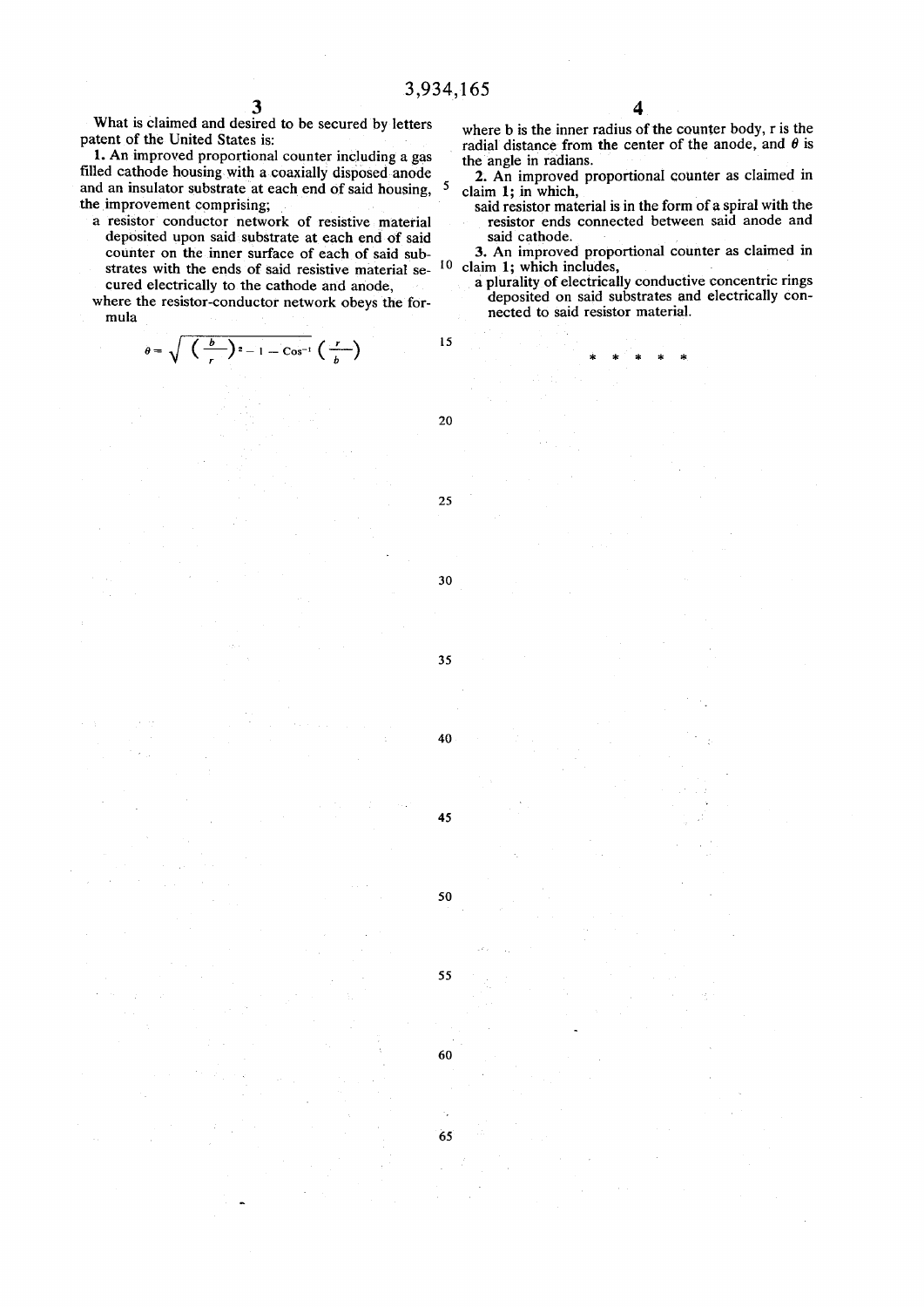What is claimed and desired to be secured by letters patent of the United States is:

1. An improved proportional counter including a gas filled cathode housing with a coaxially disposed anode and an insulator substrate at each end of said housing, the improvement comprising;

a resistor conductor network of resistive material deposited upon said substrate at each end of said counter on the inner surface of each of said substrates with the ends of said resistive material secured electrically to the cathode and anode,

where the resistor-conductor network obeys the formula

$$\theta = \sqrt{\left(\frac{b}{r}\right)^2 - 1} - \cos^{-1}\left(\frac{r}{b}\right)$$

where b is the inner radius of the counter body, r is the radial distance from the center of the anode, and $\theta$ is the angle in radians.

2. An improved proportional counter as claimed in claim 1; in which,

said resistor material is in the form of a spiral with the resistor ends connected between said anode and said cathode.

3. An improved proportional counter as claimed in claim 1; which includes,

a plurality of electrically conductive concentric rings deposited on said substrates and electrically connected to said resistor material.

* * * * *